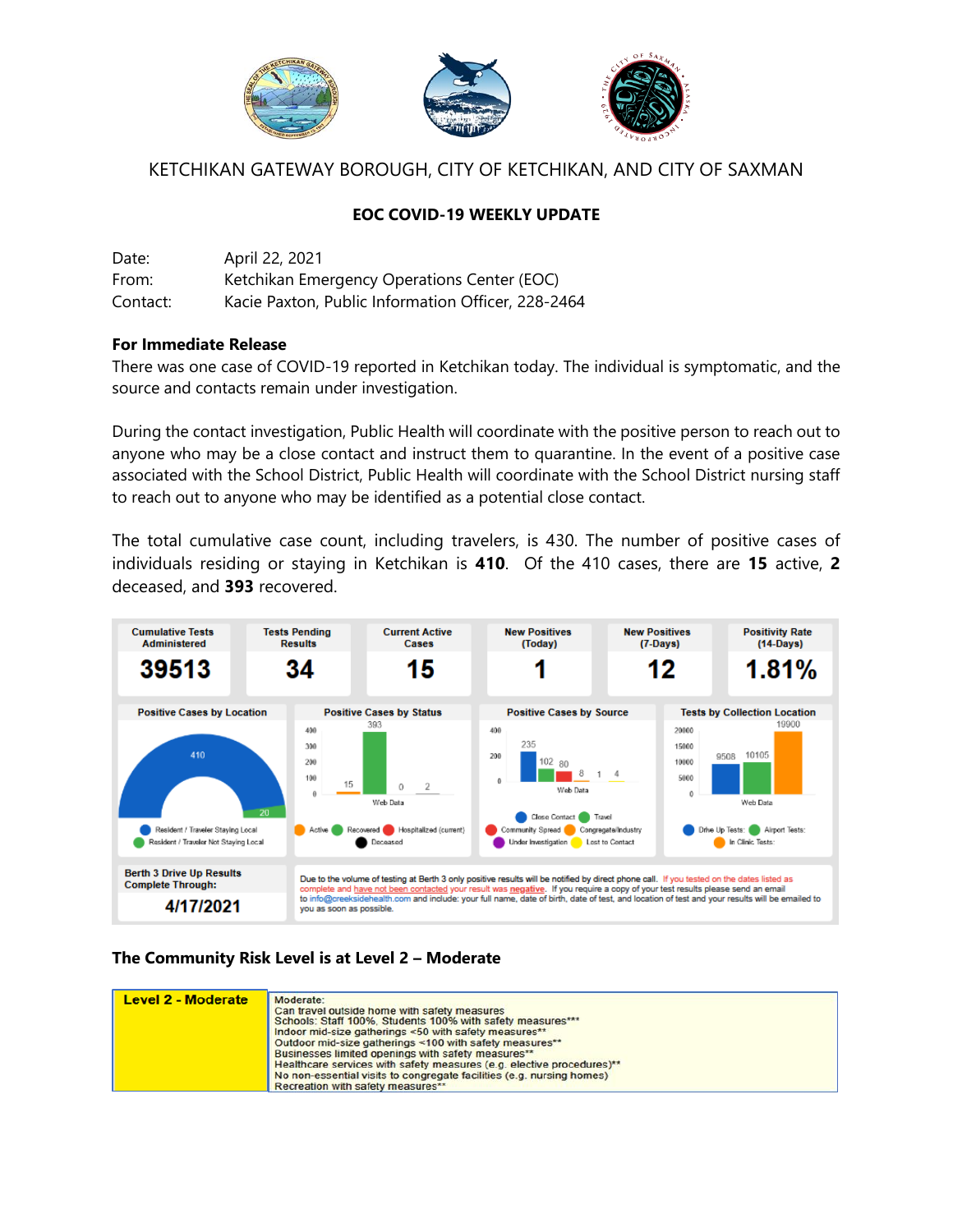KETCHIKAN GATEWAY BOROUGH, CITY OF KETCHIKAN, AND CITY OF SAXMAN

**EOC COVID-19 WEEKLY UPDATE**

Date: April 22, 2021
From: Ketchikan Emergency Operations Center (EOC)
Contact: Kacie Paxton, Public Information Officer, 228-2464

**For Immediate Release**

There was one case of COVID-19 reported in Ketchikan today. The individual is symptomatic, and the source and contacts remain under investigation.

During the contact investigation, Public Health will coordinate with the positive person to reach out to anyone who may be a close contact and instruct them to quarantine. In the event of a positive case associated with the School District, Public Health will coordinate with the School District nursing staff to reach out to anyone who may be identified as a potential close contact.

The total cumulative case count, including travelers, is 430. The number of positive cases of individuals residing or staying in Ketchikan is **410**. Of the 410 cases, there are **15** active, **2** deceased, and **393** recovered.

| Cumulative Tests Administered | Tests Pending Results | Current Active Cases | New Positives (Today) | New Positives (7-Days) | Positivity Rate (14-Days) |
|---|---|---|---|---|---|
| 39513 | 34 | 15 | 1 | 12 | 1.81% |

**Positive Cases by Location:** Resident / Traveler Staying Local: 410; Resident / Traveler Not Staying Local: 20

**Positive Cases by Status:** Active: 15; Recovered: 393; Hospitalized (current): 0; Deceased: 2

**Positive Cases by Source:** Close Contact: 235; Travel: 102; Community Spread: 80; Congregate/Industry: 8; Under Investigation: 1; Lost to Contact: 4

**Tests by Collection Location:** Drive Up Tests: 9508; Airport Tests: 10105; In Clinic Tests: 19900

**Berth 3 Drive Up Results Complete Through:** 4/17/2021

Due to the volume of testing at Berth 3 only positive results will be notified by direct phone call. If you tested on the dates listed as complete and have not been contacted your result was negative. If you require a copy of your test results please send an email to info@creeksidehealth.com and include: your full name, date of birth, date of test, and location of test and your results will be emailed to you as soon as possible.

**The Community Risk Level is at Level 2 – Moderate**

| Level 2 - Moderate | Moderate:<br>Can travel outside home with safety measures<br>Schools: Staff 100%, Students 100% with safety measures***<br>Indoor mid-size gatherings <50 with safety measures**<br>Outdoor mid-size gatherings <100 with safety measures**<br>Businesses limited openings with safety measures**<br>Healthcare services with safety measures (e.g. elective procedures)**<br>No non-essential visits to congregate facilities (e.g. nursing homes)<br>Recreation with safety measures** |
|---|---|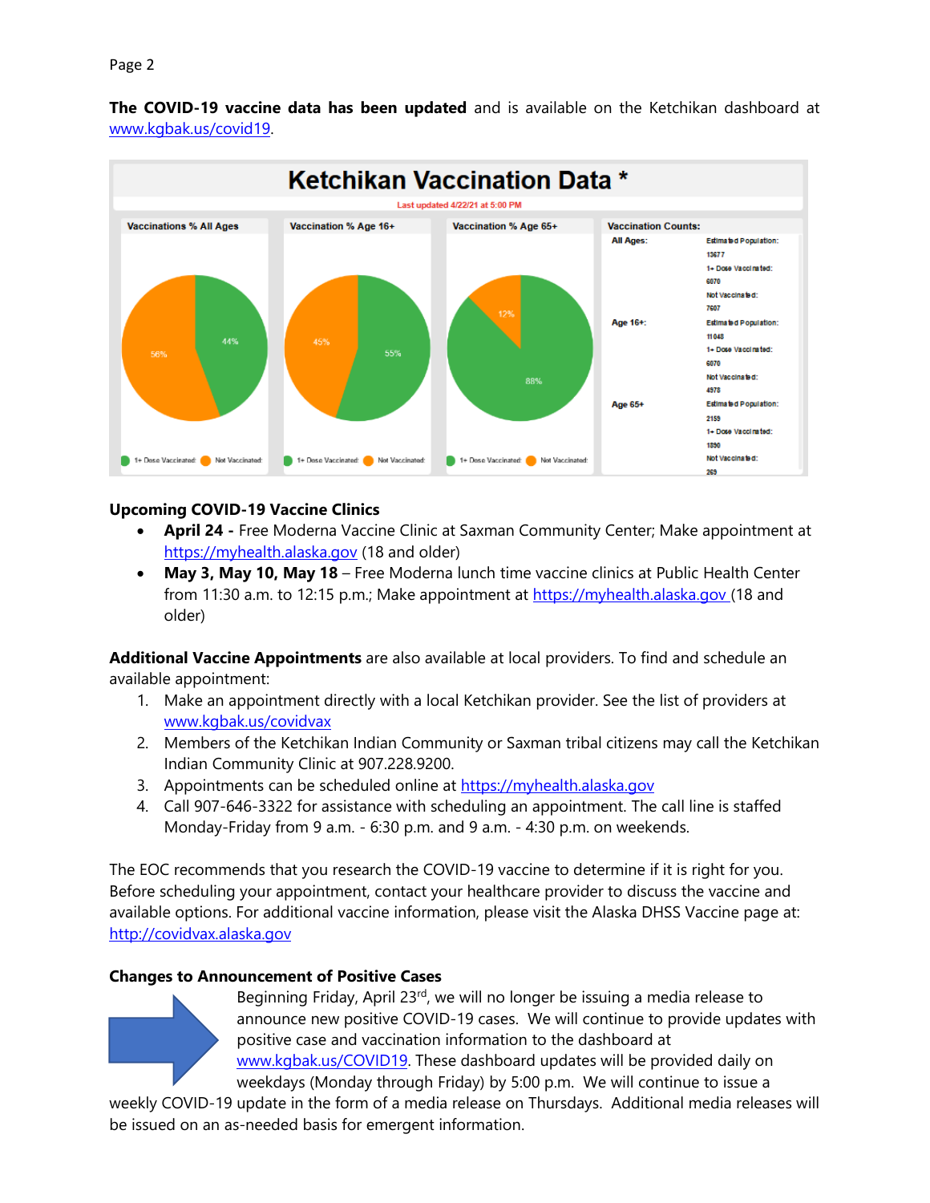**The COVID-19 vaccine data has been updated** and is available on the Ketchikan dashboard at www.kgbak.us/covid19.

**Ketchikan Vaccination Data \***

Last updated 4/22/21 at 5:00 PM

| Vaccinations % All Ages | Vaccination % Age 16+ | Vaccination % Age 65+ |
|---|---|---|
| 1+ Dose Vaccinated: 44% | 1+ Dose Vaccinated: 55% | 1+ Dose Vaccinated: 88% |
| Not Vaccinated: 56% | Not Vaccinated: 45% | Not Vaccinated: 12% |

**Vaccination Counts:**

| | Estimated Population | 1+ Dose Vaccinated | Not Vaccinated |
|---|---|---|---|
| All Ages | 13677 | 6070 | 7607 |
| Age 16+ | 11048 | 6070 | 4978 |
| Age 65+ | 2159 | 1890 | 269 |

**Upcoming COVID-19 Vaccine Clinics**

- **April 24 -** Free Moderna Vaccine Clinic at Saxman Community Center; Make appointment at https://myhealth.alaska.gov (18 and older)
- **May 3, May 10, May 18** – Free Moderna lunch time vaccine clinics at Public Health Center from 11:30 a.m. to 12:15 p.m.; Make appointment at https://myhealth.alaska.gov (18 and older)

**Additional Vaccine Appointments** are also available at local providers. To find and schedule an available appointment:

1. Make an appointment directly with a local Ketchikan provider. See the list of providers at www.kgbak.us/covidvax
2. Members of the Ketchikan Indian Community or Saxman tribal citizens may call the Ketchikan Indian Community Clinic at 907.228.9200.
3. Appointments can be scheduled online at https://myhealth.alaska.gov
4. Call 907-646-3322 for assistance with scheduling an appointment. The call line is staffed Monday-Friday from 9 a.m. - 6:30 p.m. and 9 a.m. - 4:30 p.m. on weekends.

The EOC recommends that you research the COVID-19 vaccine to determine if it is right for you. Before scheduling your appointment, contact your healthcare provider to discuss the vaccine and available options. For additional vaccine information, please visit the Alaska DHSS Vaccine page at: http://covidvax.alaska.gov

**Changes to Announcement of Positive Cases**

Beginning Friday, April 23rd, we will no longer be issuing a media release to announce new positive COVID-19 cases. We will continue to provide updates with positive case and vaccination information to the dashboard at www.kgbak.us/COVID19. These dashboard updates will be provided daily on weekdays (Monday through Friday) by 5:00 p.m. We will continue to issue a weekly COVID-19 update in the form of a media release on Thursdays. Additional media releases will be issued on an as-needed basis for emergent information.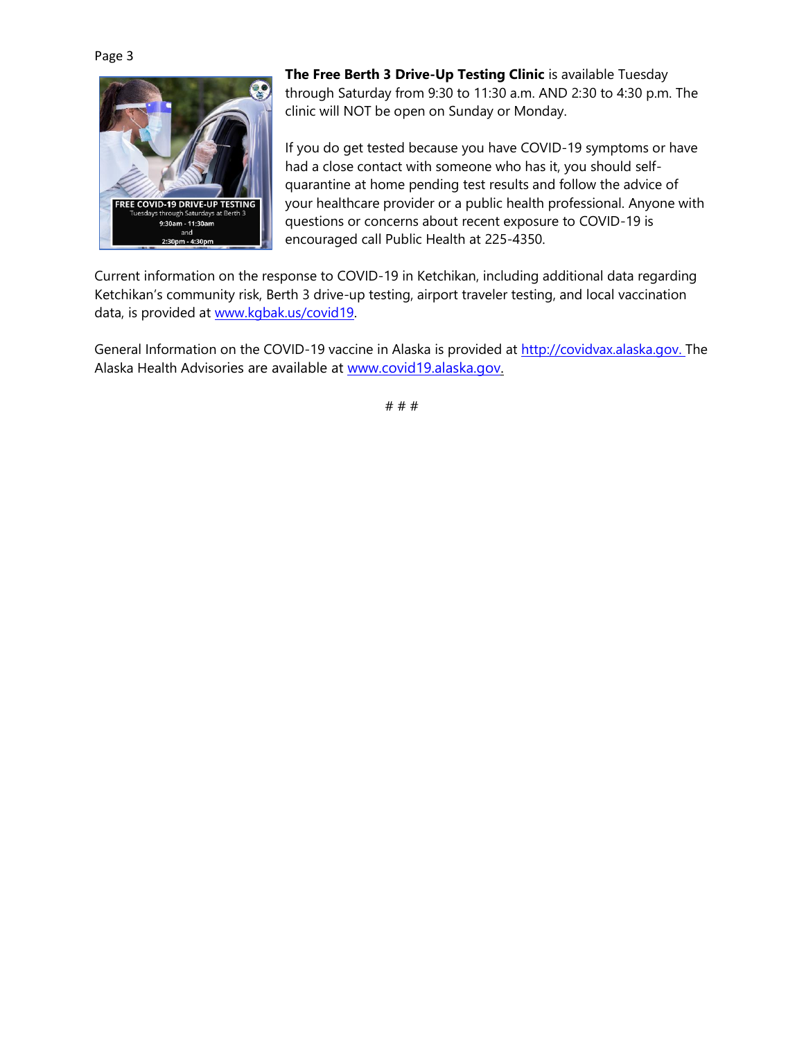**The Free Berth 3 Drive-Up Testing Clinic** is available Tuesday through Saturday from 9:30 to 11:30 a.m. AND 2:30 to 4:30 p.m. The clinic will NOT be open on Sunday or Monday.

If you do get tested because you have COVID-19 symptoms or have had a close contact with someone who has it, you should self-quarantine at home pending test results and follow the advice of your healthcare provider or a public health professional. Anyone with questions or concerns about recent exposure to COVID-19 is encouraged call Public Health at 225-4350.

Current information on the response to COVID-19 in Ketchikan, including additional data regarding Ketchikan's community risk, Berth 3 drive-up testing, airport traveler testing, and local vaccination data, is provided at www.kgbak.us/covid19.

General Information on the COVID-19 vaccine in Alaska is provided at http://covidvax.alaska.gov. The Alaska Health Advisories are available at www.covid19.alaska.gov.

# # #